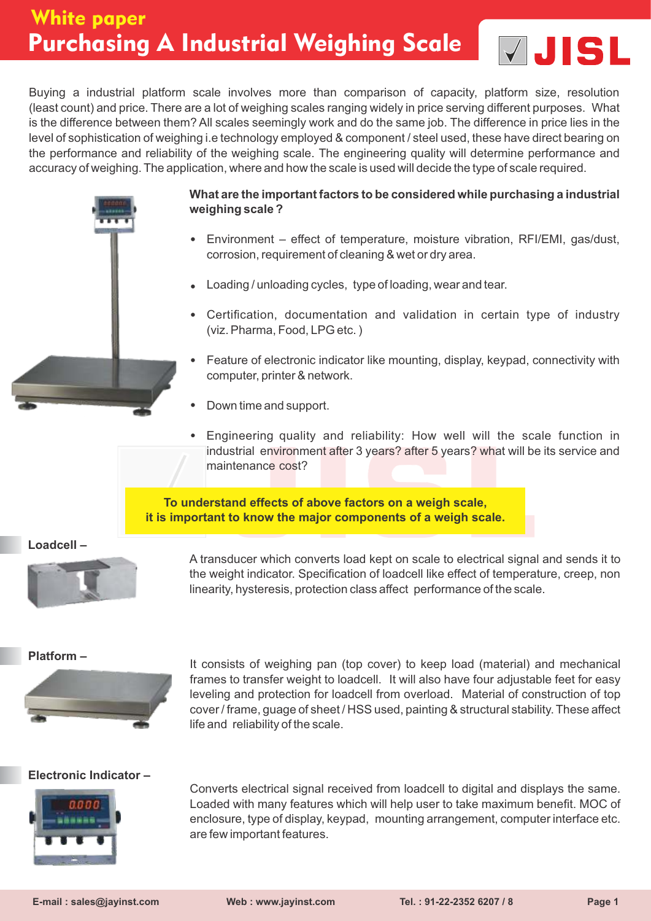# White paper

# Purchasing A Industrial Weighing Scale

Buying a industrial platform scale involves more than comparison of capacity, platform size, resolution (least count) and price. There are a lot of weighing scales ranging widely in price serving different purposes. What is the difference between them? All scales seemingly work and do the same job. The difference in price lies in the level of sophistication of weighing i.e technology employed & component / steel used, these have direct bearing on the performance and reliability of the weighing scale. The engineering quality will determine performance and accuracy of weighing. The application, where and how the scale is used will decide the type of scale required.

**What are the important factors to be considered while purchasing a industrial weighing scale ?**

- Environment – effect of temperature, moisture vibration, RFI/EMI, gas/dust, corrosion, requirement of cleaning & wet or dry area.
- Loading / unloading cycles, type of loading, wear and tear.
- Certification, documentation and validation in certain type of industry (viz. Pharma, Food, LPG etc. )
- Feature of electronic indicator like mounting, display, keypad, connectivity with computer, printer & network.
- Down time and support.
- Engineering quality and reliability: How well will the scale function in industrial environment after 3 years? after 5 years? what will be its service and maintenance cost?

**To understand effects of above factors on a weigh scale, it is important to know the major components of a weigh scale.**

### Loadcell –

A transducer which converts load kept on scale to electrical signal and sends it to the weight indicator. Specification of loadcell like effect of temperature, creep, non linearity, hysteresis, protection class affect performance of the scale.

### Platform –

It consists of weighing pan (top cover) to keep load (material) and mechanical frames to transfer weight to loadcell. It will also have four adjustable feet for easy leveling and protection for loadcell from overload. Material of construction of top cover / frame, guage of sheet / HSS used, painting & structural stability. These affect life and reliability of the scale.

### Electronic Indicator –

Converts electrical signal received from loadcell to digital and displays the same. Loaded with many features which will help user to take maximum benefit. MOC of enclosure, type of display, keypad, mounting arrangement, computer interface etc. are few important features.

E-mail : sales@jayinst.com Web : www.jayinst.com Tel. : 91-22-2352 6207 / 8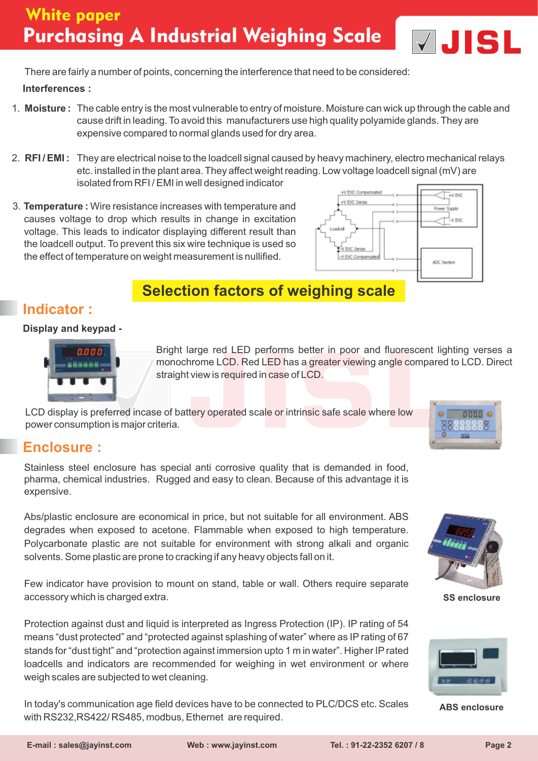## White paper
# Purchasing A Industrial Weighing Scale

There are fairly a number of points, concerning the interference that need to be considered:

**Interferences :**

1. **Moisture :** The cable entry is the most vulnerable to entry of moisture. Moisture can wick up through the cable and cause drift in leading. To avoid this manufacturers use high quality polyamide glands. They are expensive compared to normal glands used for dry area.

2. **RFI / EMI :** They are electrical noise to the loadcell signal caused by heavy machinery, electro mechanical relays etc. installed in the plant area. They affect weight reading. Low voltage loadcell signal (mV) are isolated from RFI / EMI in well designed indicator

3. **Temperature :** Wire resistance increases with temperature and causes voltage to drop which results in change in excitation voltage. This leads to indicator displaying different result than the loadcell output. To prevent this six wire technique is used so the effect of temperature on weight measurement is nullified.

+V EXC Compensated
+V EXC Sense
Loadcell
-V EXC Sense
-V EXC Compensated
+V EXC
Power Supply
-V EXC
ADC Section

## Selection factors of weighing scale

## Indicator :

**Display and keypad -**

Bright large red LED performs better in poor and fluorescent lighting verses a monochrome LCD. Red LED has a greater viewing angle compared to LCD. Direct straight view is required in case of LCD.

LCD display is preferred incase of battery operated scale or intrinsic safe scale where low power consumption is major criteria.

## Enclosure :

Stainless steel enclosure has special anti corrosive quality that is demanded in food, pharma, chemical industries. Rugged and easy to clean. Because of this advantage it is expensive.

Abs/plastic enclosure are economical in price, but not suitable for all environment. ABS degrades when exposed to acetone. Flammable when exposed to high temperature. Polycarbonate plastic are not suitable for environment with strong alkali and organic solvents. Some plastic are prone to cracking if any heavy objects fall on it.

Few indicator have provision to mount on stand, table or wall. Others require separate accessory which is charged extra.

Protection against dust and liquid is interpreted as Ingress Protection (IP). IP rating of 54 means “dust protected” and “protected against splashing of water” where as IP rating of 67 stands for “dust tight” and “protection against immersion upto 1 m in water”. Higher IP rated loadcells and indicators are recommended for weighing in wet environment or where weigh scales are subjected to wet cleaning.

In today's communication age field devices have to be connected to PLC/DCS etc. Scales with RS232,RS422/ RS485, modbus, Ethernet are required.

SS enclosure

ABS enclosure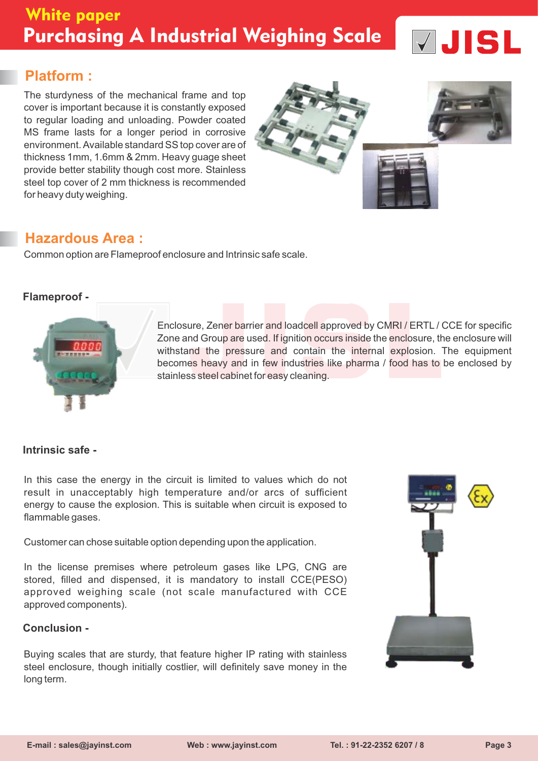## Platform :

The sturdyness of the mechanical frame and top cover is important because it is constantly exposed to regular loading and unloading. Powder coated MS frame lasts for a longer period in corrosive environment. Available standard SS top cover are of thickness 1mm, 1.6mm & 2mm. Heavy guage sheet provide better stability though cost more. Stainless steel top cover of 2 mm thickness is recommended for heavy duty weighing.

## Hazardous Area :

Common option are Flameproof enclosure and Intrinsic safe scale.

### Flameproof -

Enclosure, Zener barrier and loadcell approved by CMRI / ERTL / CCE for specific Zone and Group are used. If ignition occurs inside the enclosure, the enclosure will withstand the pressure and contain the internal explosion. The equipment becomes heavy and in few industries like pharma / food has to be enclosed by stainless steel cabinet for easy cleaning.

### Intrinsic safe -

In this case the energy in the circuit is limited to values which do not result in unacceptably high temperature and/or arcs of sufficient energy to cause the explosion. This is suitable when circuit is exposed to flammable gases.

Customer can chose suitable option depending upon the application.

In the license premises where petroleum gases like LPG, CNG are stored, filled and dispensed, it is mandatory to install CCE(PESO) approved weighing scale (not scale manufactured with CCE approved components).

### Conclusion -

Buying scales that are sturdy, that feature higher IP rating with stainless steel enclosure, though initially costlier, will definitely save money in the long term.